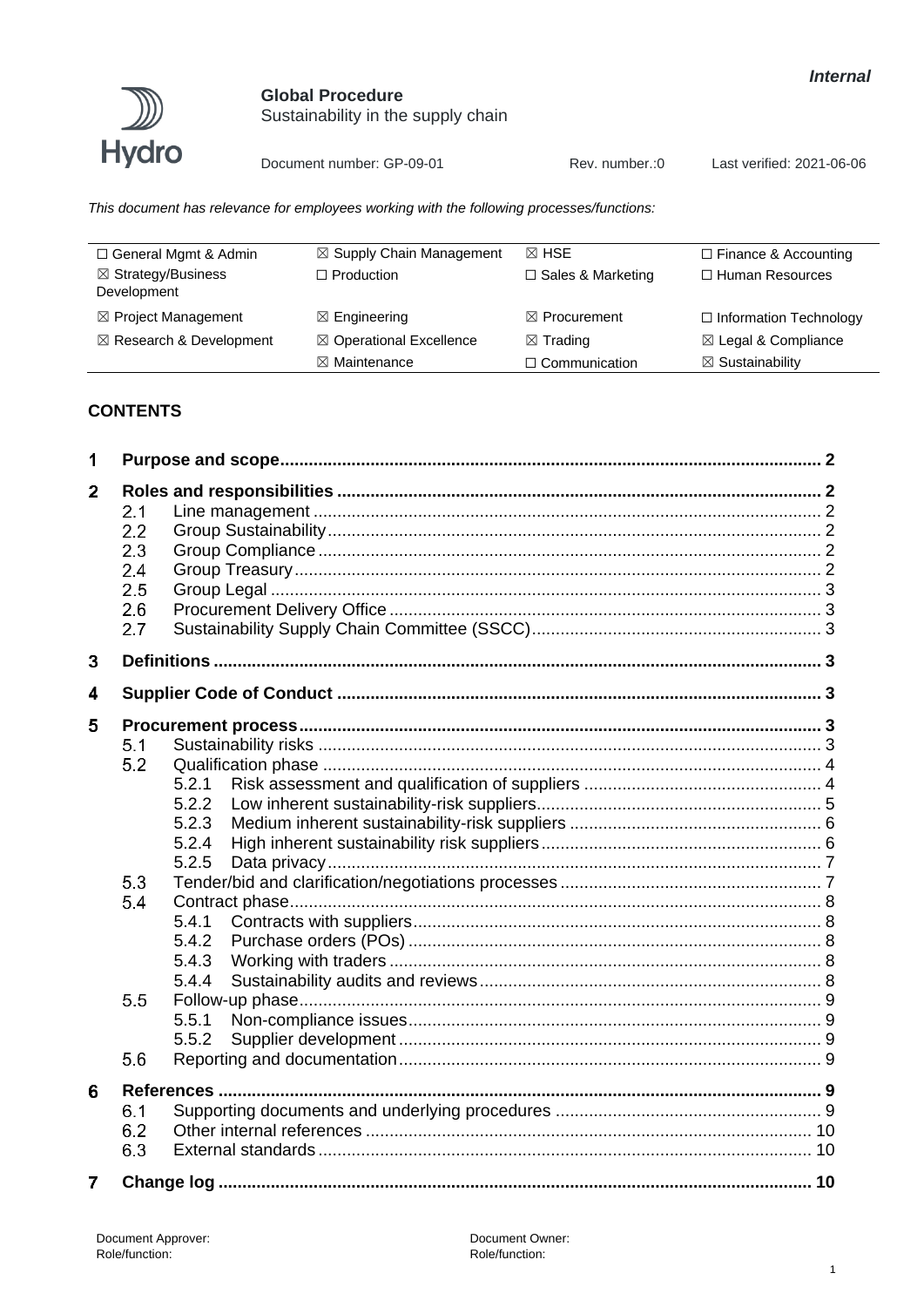*Internal*

**Global Procedure**
Sustainability in the supply chain

Document number: GP-09-01 | Rev. number.:0 | Last verified: 2021-06-06

*This document has relevance for employees working with the following processes/functions:*

| | | | |
|---|---|---|---|
| ☐ General Mgmt & Admin | ☒ Supply Chain Management | ☒ HSE | ☐ Finance & Accounting |
| ☒ Strategy/Business Development | ☐ Production | ☐ Sales & Marketing | ☐ Human Resources |
| ☒ Project Management | ☒ Engineering | ☒ Procurement | ☐ Information Technology |
| ☒ Research & Development | ☒ Operational Excellence | ☒ Trading | ☒ Legal & Compliance |
| | ☒ Maintenance | ☐ Communication | ☒ Sustainability |

## CONTENTS

1 **Purpose and scope** ..... 2
2 **Roles and responsibilities** ..... 2
- 2.1 Line management ..... 2
- 2.2 Group Sustainability ..... 2
- 2.3 Group Compliance ..... 2
- 2.4 Group Treasury ..... 2
- 2.5 Group Legal ..... 3
- 2.6 Procurement Delivery Office ..... 3
- 2.7 Sustainability Supply Chain Committee (SSCC) ..... 3

3 **Definitions** ..... 3
4 **Supplier Code of Conduct** ..... 3
5 **Procurement process** ..... 3
- 5.1 Sustainability risks ..... 3
- 5.2 Qualification phase ..... 4
  - 5.2.1 Risk assessment and qualification of suppliers ..... 4
  - 5.2.2 Low inherent sustainability-risk suppliers ..... 5
  - 5.2.3 Medium inherent sustainability-risk suppliers ..... 6
  - 5.2.4 High inherent sustainability risk suppliers ..... 6
  - 5.2.5 Data privacy ..... 7
- 5.3 Tender/bid and clarification/negotiations processes ..... 7
- 5.4 Contract phase ..... 8
  - 5.4.1 Contracts with suppliers ..... 8
  - 5.4.2 Purchase orders (POs) ..... 8
  - 5.4.3 Working with traders ..... 8
  - 5.4.4 Sustainability audits and reviews ..... 8
- 5.5 Follow-up phase ..... 9
  - 5.5.1 Non-compliance issues ..... 9
  - 5.5.2 Supplier development ..... 9
- 5.6 Reporting and documentation ..... 9

6 **References** ..... 9
- 6.1 Supporting documents and underlying procedures ..... 9
- 6.2 Other internal references ..... 10
- 6.3 External standards ..... 10

7 **Change log** ..... 10

Document Approver:
Role/function:

Document Owner:
Role/function: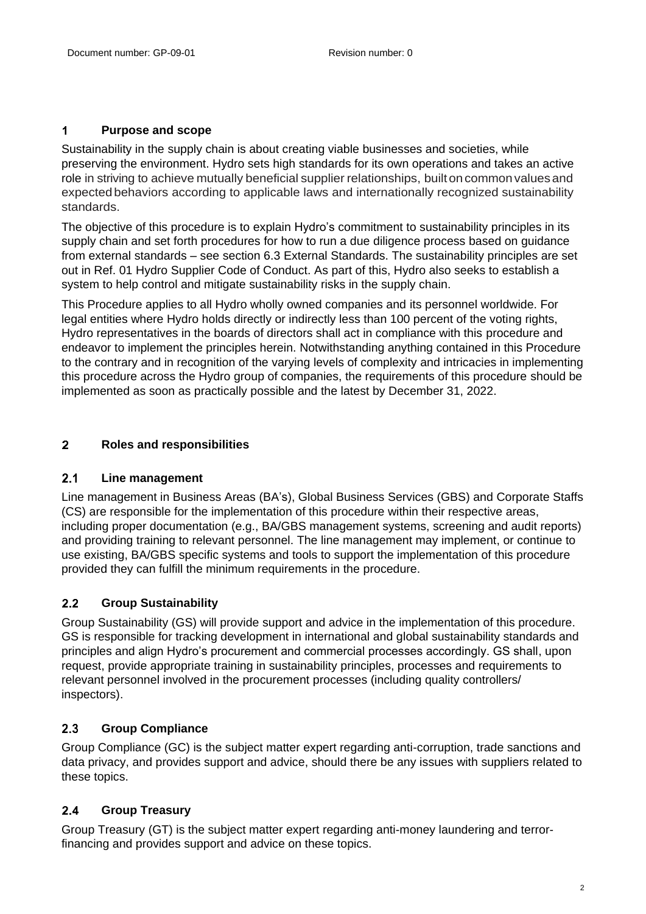## 1 Purpose and scope

Sustainability in the supply chain is about creating viable businesses and societies, while preserving the environment. Hydro sets high standards for its own operations and takes an active role in striving to achieve mutually beneficial supplier relationships, built on common values and expected behaviors according to applicable laws and internationally recognized sustainability standards.

The objective of this procedure is to explain Hydro's commitment to sustainability principles in its supply chain and set forth procedures for how to run a due diligence process based on guidance from external standards – see section 6.3 External Standards. The sustainability principles are set out in Ref. 01 Hydro Supplier Code of Conduct. As part of this, Hydro also seeks to establish a system to help control and mitigate sustainability risks in the supply chain.

This Procedure applies to all Hydro wholly owned companies and its personnel worldwide. For legal entities where Hydro holds directly or indirectly less than 100 percent of the voting rights, Hydro representatives in the boards of directors shall act in compliance with this procedure and endeavor to implement the principles herein. Notwithstanding anything contained in this Procedure to the contrary and in recognition of the varying levels of complexity and intricacies in implementing this procedure across the Hydro group of companies, the requirements of this procedure should be implemented as soon as practically possible and the latest by December 31, 2022.

## 2 Roles and responsibilities

### 2.1 Line management

Line management in Business Areas (BA's), Global Business Services (GBS) and Corporate Staffs (CS) are responsible for the implementation of this procedure within their respective areas, including proper documentation (e.g., BA/GBS management systems, screening and audit reports) and providing training to relevant personnel. The line management may implement, or continue to use existing, BA/GBS specific systems and tools to support the implementation of this procedure provided they can fulfill the minimum requirements in the procedure.

### 2.2 Group Sustainability

Group Sustainability (GS) will provide support and advice in the implementation of this procedure. GS is responsible for tracking development in international and global sustainability standards and principles and align Hydro's procurement and commercial processes accordingly. GS shall, upon request, provide appropriate training in sustainability principles, processes and requirements to relevant personnel involved in the procurement processes (including quality controllers/ inspectors).

### 2.3 Group Compliance

Group Compliance (GC) is the subject matter expert regarding anti-corruption, trade sanctions and data privacy, and provides support and advice, should there be any issues with suppliers related to these topics.

### 2.4 Group Treasury

Group Treasury (GT) is the subject matter expert regarding anti-money laundering and terror-financing and provides support and advice on these topics.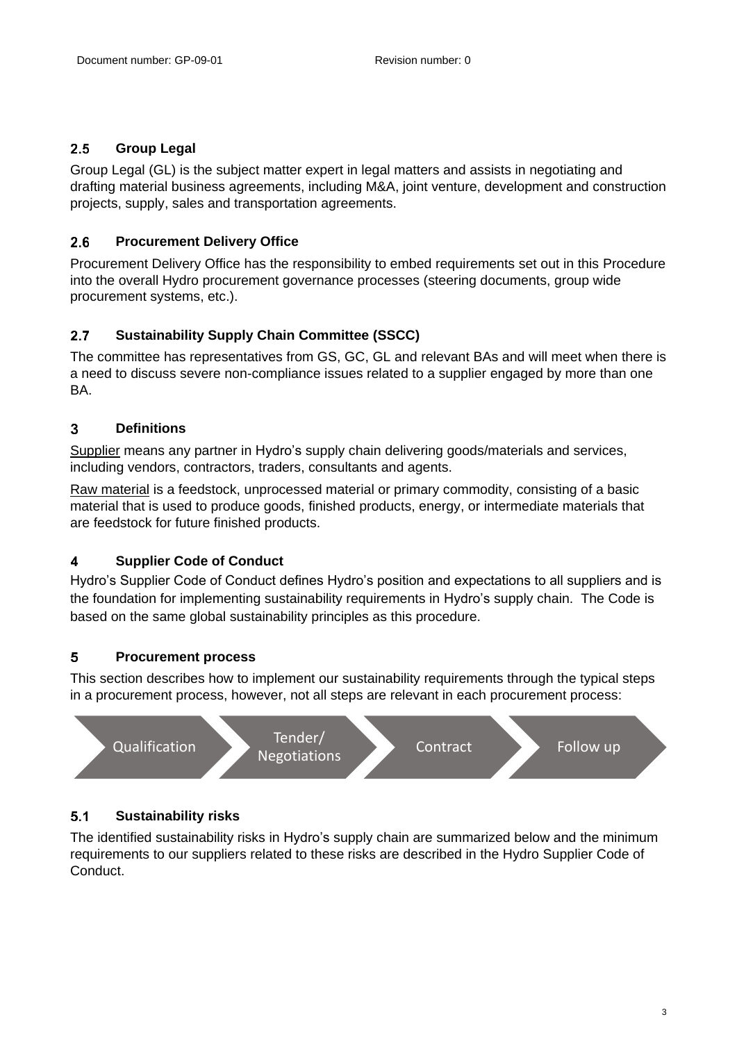## 2.5 Group Legal

Group Legal (GL) is the subject matter expert in legal matters and assists in negotiating and drafting material business agreements, including M&A, joint venture, development and construction projects, supply, sales and transportation agreements.

## 2.6 Procurement Delivery Office

Procurement Delivery Office has the responsibility to embed requirements set out in this Procedure into the overall Hydro procurement governance processes (steering documents, group wide procurement systems, etc.).

## 2.7 Sustainability Supply Chain Committee (SSCC)

The committee has representatives from GS, GC, GL and relevant BAs and will meet when there is a need to discuss severe non-compliance issues related to a supplier engaged by more than one BA.

# 3 Definitions

Supplier means any partner in Hydro's supply chain delivering goods/materials and services, including vendors, contractors, traders, consultants and agents.

Raw material is a feedstock, unprocessed material or primary commodity, consisting of a basic material that is used to produce goods, finished products, energy, or intermediate materials that are feedstock for future finished products.

# 4 Supplier Code of Conduct

Hydro's Supplier Code of Conduct defines Hydro's position and expectations to all suppliers and is the foundation for implementing sustainability requirements in Hydro's supply chain. The Code is based on the same global sustainability principles as this procedure.

# 5 Procurement process

This section describes how to implement our sustainability requirements through the typical steps in a procurement process, however, not all steps are relevant in each procurement process:

Qualification → Tender/ Negotiations → Contract → Follow up

## 5.1 Sustainability risks

The identified sustainability risks in Hydro's supply chain are summarized below and the minimum requirements to our suppliers related to these risks are described in the Hydro Supplier Code of Conduct.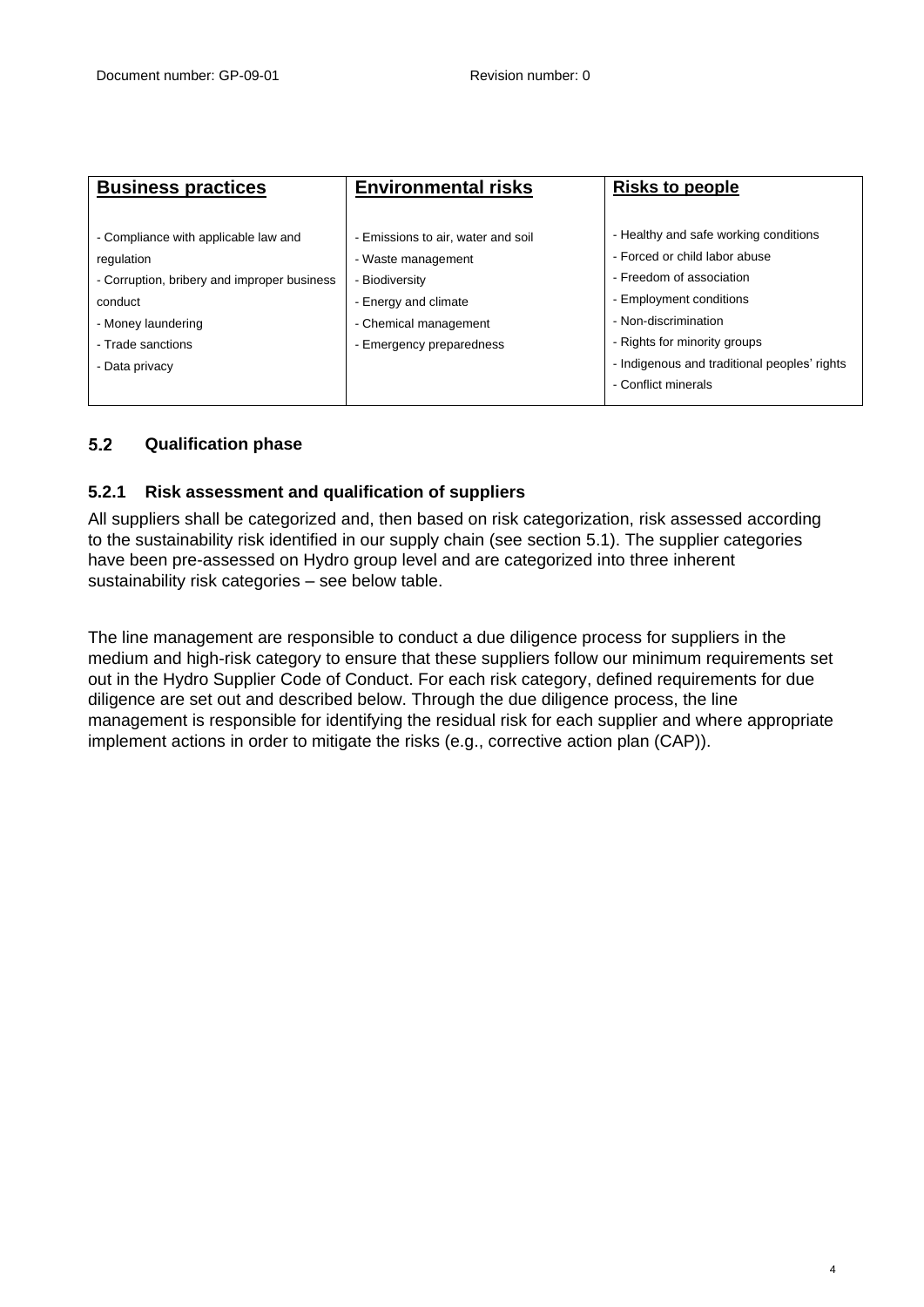| Business practices | Environmental risks | Risks to people |
|---|---|---|
| - Compliance with applicable law and regulation<br>- Corruption, bribery and improper business conduct<br>- Money laundering<br>- Trade sanctions<br>- Data privacy | - Emissions to air, water and soil<br>- Waste management<br>- Biodiversity<br>- Energy and climate<br>- Chemical management<br>- Emergency preparedness | - Healthy and safe working conditions<br>- Forced or child labor abuse<br>- Freedom of association<br>- Employment conditions<br>- Non-discrimination<br>- Rights for minority groups<br>- Indigenous and traditional peoples' rights<br>- Conflict minerals |

## 5.2 Qualification phase

### 5.2.1 Risk assessment and qualification of suppliers

All suppliers shall be categorized and, then based on risk categorization, risk assessed according to the sustainability risk identified in our supply chain (see section 5.1). The supplier categories have been pre-assessed on Hydro group level and are categorized into three inherent sustainability risk categories – see below table.

The line management are responsible to conduct a due diligence process for suppliers in the medium and high-risk category to ensure that these suppliers follow our minimum requirements set out in the Hydro Supplier Code of Conduct. For each risk category, defined requirements for due diligence are set out and described below. Through the due diligence process, the line management is responsible for identifying the residual risk for each supplier and where appropriate implement actions in order to mitigate the risks (e.g., corrective action plan (CAP)).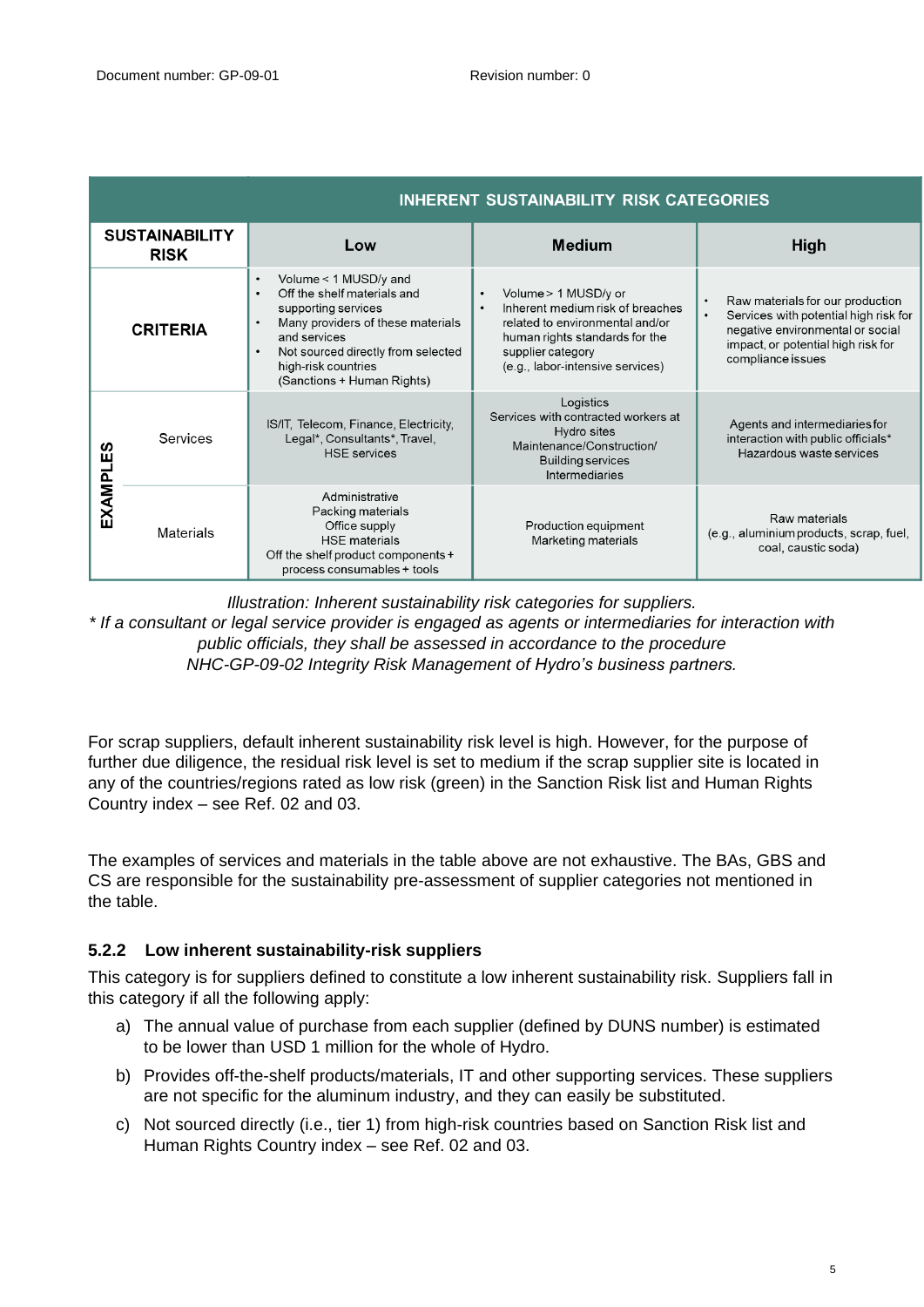| INHERENT SUSTAINABILITY RISK CATEGORIES | | | | |
|---|---|---|---|---|
| SUSTAINABILITY RISK | | Low | Medium | High |
| CRITERIA | | • Volume < 1 MUSD/y and<br>• Off the shelf materials and supporting services<br>• Many providers of these materials and services<br>• Not sourced directly from selected high-risk countries (Sanctions + Human Rights) | • Volume > 1 MUSD/y or<br>• Inherent medium risk of breaches related to environmental and/or human rights standards for the supplier category (e.g., labor-intensive services) | • Raw materials for our production<br>• Services with potential high risk for negative environmental or social impact, or potential high risk for compliance issues |
| EXAMPLES | Services | IS/IT, Telecom, Finance, Electricity, Legal*, Consultants*, Travel, HSE services | Logistics<br>Services with contracted workers at Hydro sites<br>Maintenance/Construction/ Building services<br>Intermediaries | Agents and intermediaries for interaction with public officials*<br>Hazardous waste services |
| EXAMPLES | Materials | Administrative<br>Packing materials<br>Office supply<br>HSE materials<br>Off the shelf product components + process consumables + tools | Production equipment<br>Marketing materials | Raw materials<br>(e.g., aluminium products, scrap, fuel, coal, caustic soda) |

*Illustration: Inherent sustainability risk categories for suppliers.*
*\* If a consultant or legal service provider is engaged as agents or intermediaries for interaction with public officials, they shall be assessed in accordance to the procedure NHC-GP-09-02 Integrity Risk Management of Hydro's business partners.*

For scrap suppliers, default inherent sustainability risk level is high. However, for the purpose of further due diligence, the residual risk level is set to medium if the scrap supplier site is located in any of the countries/regions rated as low risk (green) in the Sanction Risk list and Human Rights Country index – see Ref. 02 and 03.

The examples of services and materials in the table above are not exhaustive. The BAs, GBS and CS are responsible for the sustainability pre-assessment of supplier categories not mentioned in the table.

### 5.2.2 Low inherent sustainability-risk suppliers

This category is for suppliers defined to constitute a low inherent sustainability risk. Suppliers fall in this category if all the following apply:

a) The annual value of purchase from each supplier (defined by DUNS number) is estimated to be lower than USD 1 million for the whole of Hydro.
b) Provides off-the-shelf products/materials, IT and other supporting services. These suppliers are not specific for the aluminum industry, and they can easily be substituted.
c) Not sourced directly (i.e., tier 1) from high-risk countries based on Sanction Risk list and Human Rights Country index – see Ref. 02 and 03.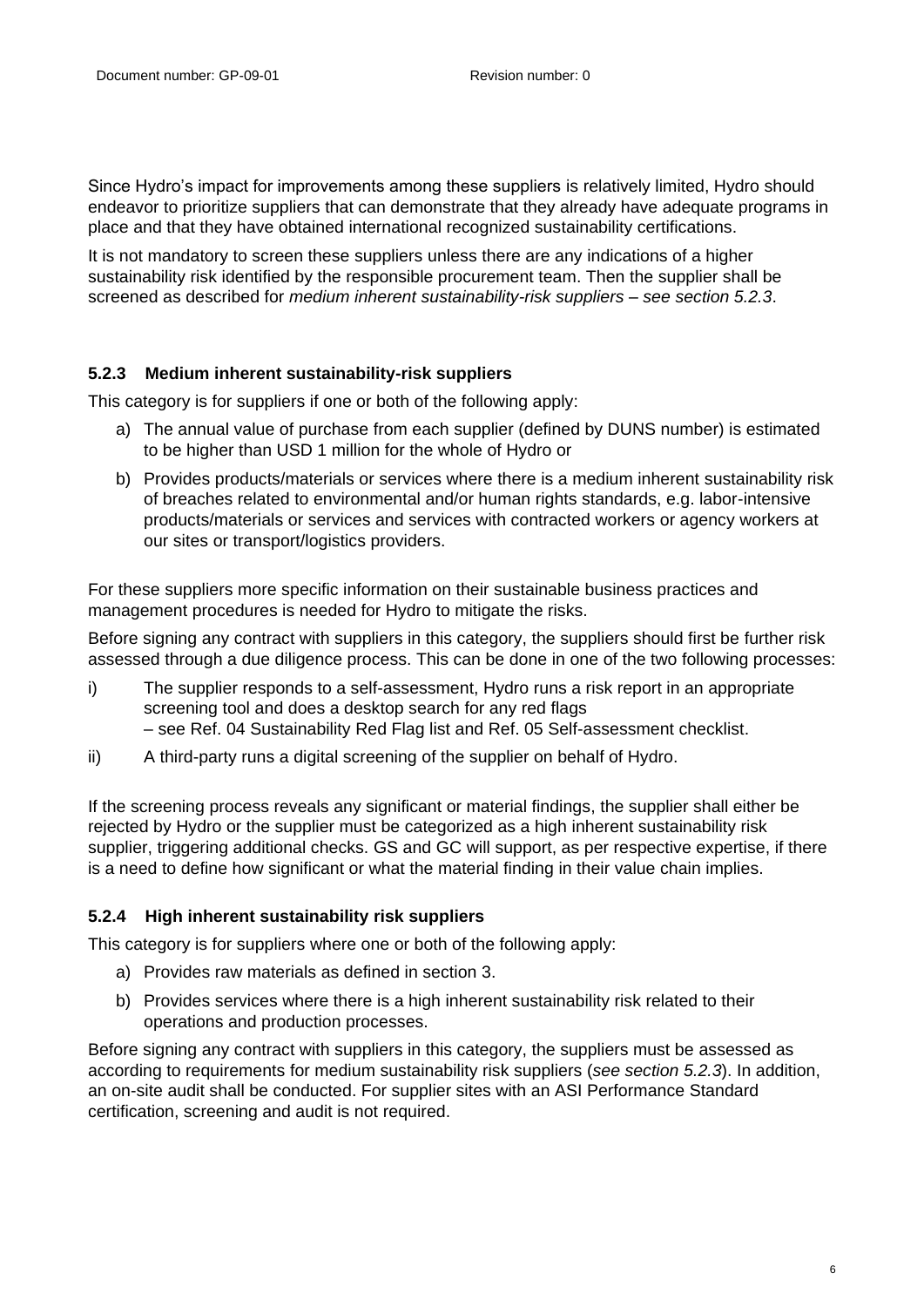Since Hydro's impact for improvements among these suppliers is relatively limited, Hydro should endeavor to prioritize suppliers that can demonstrate that they already have adequate programs in place and that they have obtained international recognized sustainability certifications.

It is not mandatory to screen these suppliers unless there are any indications of a higher sustainability risk identified by the responsible procurement team. Then the supplier shall be screened as described for *medium inherent sustainability-risk suppliers – see section 5.2.3*.

### 5.2.3 Medium inherent sustainability-risk suppliers

This category is for suppliers if one or both of the following apply:

a) The annual value of purchase from each supplier (defined by DUNS number) is estimated to be higher than USD 1 million for the whole of Hydro or

b) Provides products/materials or services where there is a medium inherent sustainability risk of breaches related to environmental and/or human rights standards, e.g. labor-intensive products/materials or services and services with contracted workers or agency workers at our sites or transport/logistics providers.

For these suppliers more specific information on their sustainable business practices and management procedures is needed for Hydro to mitigate the risks.

Before signing any contract with suppliers in this category, the suppliers should first be further risk assessed through a due diligence process. This can be done in one of the two following processes:

i) The supplier responds to a self-assessment, Hydro runs a risk report in an appropriate screening tool and does a desktop search for any red flags – see Ref. 04 Sustainability Red Flag list and Ref. 05 Self-assessment checklist.

ii) A third-party runs a digital screening of the supplier on behalf of Hydro.

If the screening process reveals any significant or material findings, the supplier shall either be rejected by Hydro or the supplier must be categorized as a high inherent sustainability risk supplier, triggering additional checks. GS and GC will support, as per respective expertise, if there is a need to define how significant or what the material finding in their value chain implies.

### 5.2.4 High inherent sustainability risk suppliers

This category is for suppliers where one or both of the following apply:

a) Provides raw materials as defined in section 3.

b) Provides services where there is a high inherent sustainability risk related to their operations and production processes.

Before signing any contract with suppliers in this category, the suppliers must be assessed as according to requirements for medium sustainability risk suppliers (*see section 5.2.3*). In addition, an on-site audit shall be conducted. For supplier sites with an ASI Performance Standard certification, screening and audit is not required.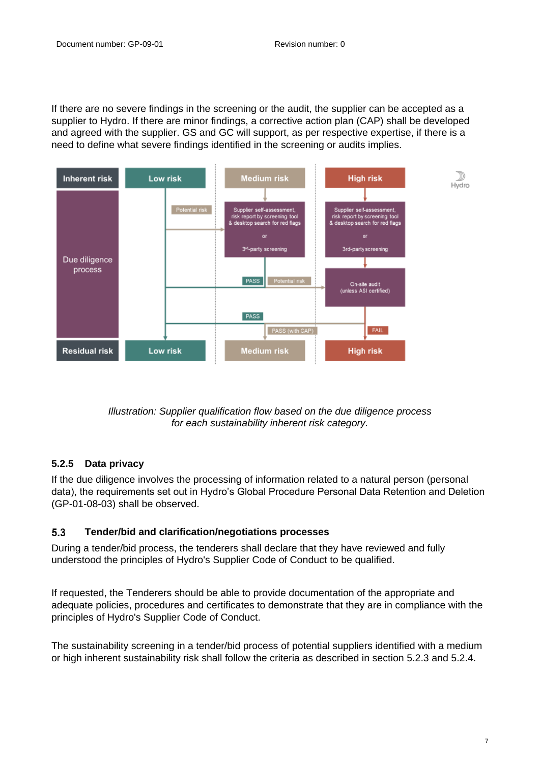If there are no severe findings in the screening or the audit, the supplier can be accepted as a supplier to Hydro. If there are minor findings, a corrective action plan (CAP) shall be developed and agreed with the supplier. GS and GC will support, as per respective expertise, if there is a need to define what severe findings identified in the screening or audits implies.

*Illustration: Supplier qualification flow based on the due diligence process for each sustainability inherent risk category.*

### 5.2.5 Data privacy

If the due diligence involves the processing of information related to a natural person (personal data), the requirements set out in Hydro's Global Procedure Personal Data Retention and Deletion (GP-01-08-03) shall be observed.

## 5.3 Tender/bid and clarification/negotiations processes

During a tender/bid process, the tenderers shall declare that they have reviewed and fully understood the principles of Hydro's Supplier Code of Conduct to be qualified.

If requested, the Tenderers should be able to provide documentation of the appropriate and adequate policies, procedures and certificates to demonstrate that they are in compliance with the principles of Hydro's Supplier Code of Conduct.

The sustainability screening in a tender/bid process of potential suppliers identified with a medium or high inherent sustainability risk shall follow the criteria as described in section 5.2.3 and 5.2.4.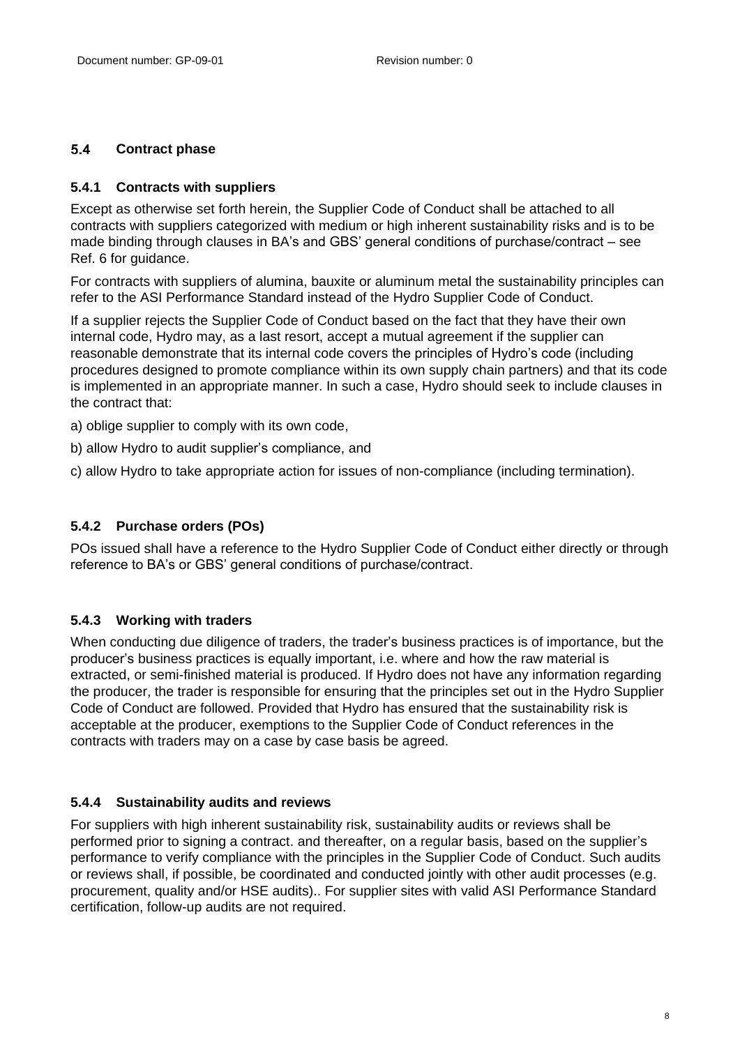## 5.4 Contract phase

### 5.4.1 Contracts with suppliers

Except as otherwise set forth herein, the Supplier Code of Conduct shall be attached to all contracts with suppliers categorized with medium or high inherent sustainability risks and is to be made binding through clauses in BA's and GBS' general conditions of purchase/contract – see Ref. 6 for guidance.

For contracts with suppliers of alumina, bauxite or aluminum metal the sustainability principles can refer to the ASI Performance Standard instead of the Hydro Supplier Code of Conduct.

If a supplier rejects the Supplier Code of Conduct based on the fact that they have their own internal code, Hydro may, as a last resort, accept a mutual agreement if the supplier can reasonable demonstrate that its internal code covers the principles of Hydro's code (including procedures designed to promote compliance within its own supply chain partners) and that its code is implemented in an appropriate manner. In such a case, Hydro should seek to include clauses in the contract that:

a) oblige supplier to comply with its own code,

b) allow Hydro to audit supplier's compliance, and

c) allow Hydro to take appropriate action for issues of non-compliance (including termination).

### 5.4.2 Purchase orders (POs)

POs issued shall have a reference to the Hydro Supplier Code of Conduct either directly or through reference to BA's or GBS' general conditions of purchase/contract.

### 5.4.3 Working with traders

When conducting due diligence of traders, the trader's business practices is of importance, but the producer's business practices is equally important, i.e. where and how the raw material is extracted, or semi-finished material is produced. If Hydro does not have any information regarding the producer, the trader is responsible for ensuring that the principles set out in the Hydro Supplier Code of Conduct are followed. Provided that Hydro has ensured that the sustainability risk is acceptable at the producer, exemptions to the Supplier Code of Conduct references in the contracts with traders may on a case by case basis be agreed.

### 5.4.4 Sustainability audits and reviews

For suppliers with high inherent sustainability risk, sustainability audits or reviews shall be performed prior to signing a contract. and thereafter, on a regular basis, based on the supplier's performance to verify compliance with the principles in the Supplier Code of Conduct. Such audits or reviews shall, if possible, be coordinated and conducted jointly with other audit processes (e.g. procurement, quality and/or HSE audits).. For supplier sites with valid ASI Performance Standard certification, follow-up audits are not required.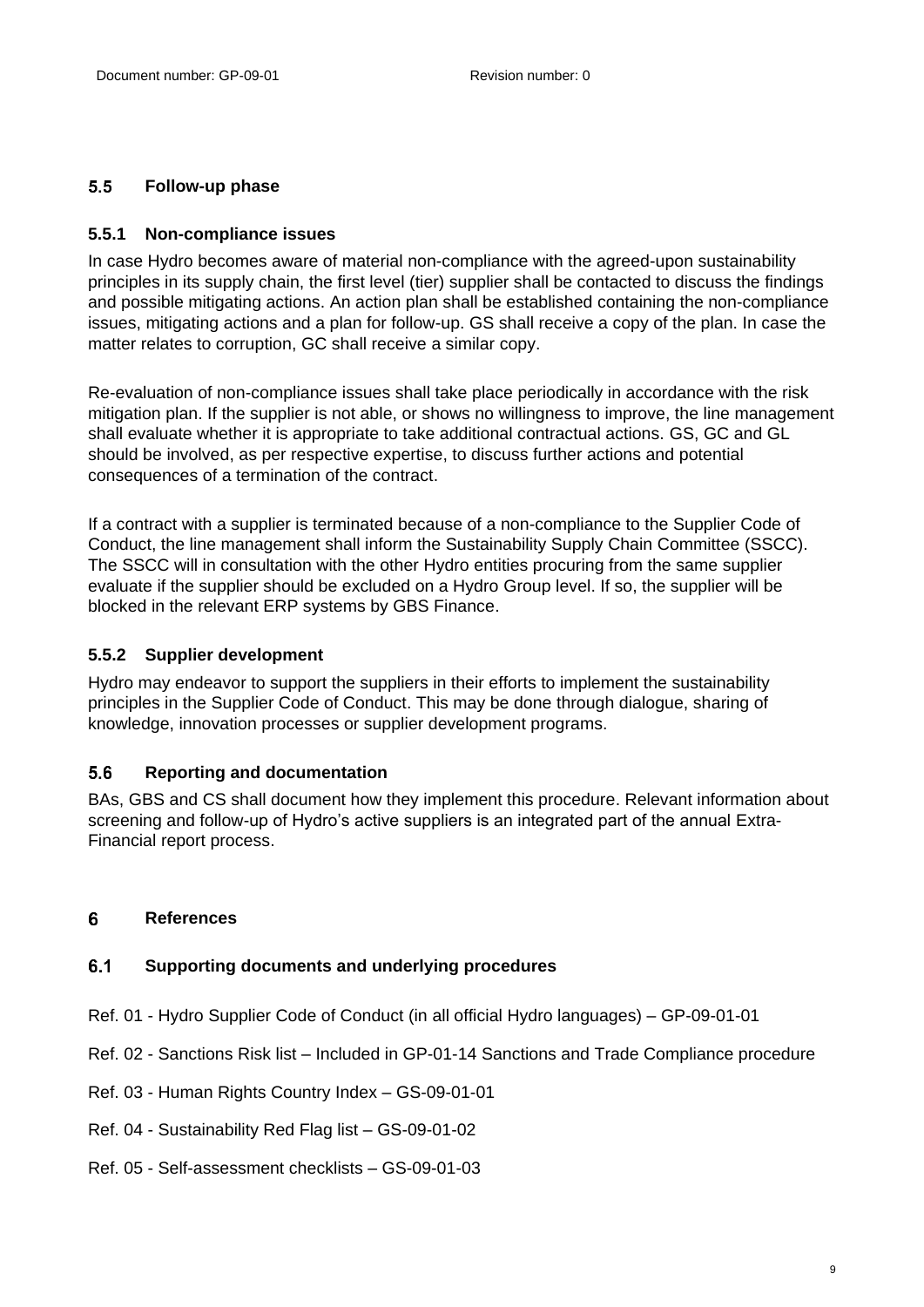## 5.5 Follow-up phase

### 5.5.1 Non-compliance issues

In case Hydro becomes aware of material non-compliance with the agreed-upon sustainability principles in its supply chain, the first level (tier) supplier shall be contacted to discuss the findings and possible mitigating actions. An action plan shall be established containing the non-compliance issues, mitigating actions and a plan for follow-up. GS shall receive a copy of the plan. In case the matter relates to corruption, GC shall receive a similar copy.

Re-evaluation of non-compliance issues shall take place periodically in accordance with the risk mitigation plan. If the supplier is not able, or shows no willingness to improve, the line management shall evaluate whether it is appropriate to take additional contractual actions. GS, GC and GL should be involved, as per respective expertise, to discuss further actions and potential consequences of a termination of the contract.

If a contract with a supplier is terminated because of a non-compliance to the Supplier Code of Conduct, the line management shall inform the Sustainability Supply Chain Committee (SSCC). The SSCC will in consultation with the other Hydro entities procuring from the same supplier evaluate if the supplier should be excluded on a Hydro Group level. If so, the supplier will be blocked in the relevant ERP systems by GBS Finance.

### 5.5.2 Supplier development

Hydro may endeavor to support the suppliers in their efforts to implement the sustainability principles in the Supplier Code of Conduct. This may be done through dialogue, sharing of knowledge, innovation processes or supplier development programs.

## 5.6 Reporting and documentation

BAs, GBS and CS shall document how they implement this procedure. Relevant information about screening and follow-up of Hydro's active suppliers is an integrated part of the annual Extra-Financial report process.

# 6 References

## 6.1 Supporting documents and underlying procedures

Ref. 01 - Hydro Supplier Code of Conduct (in all official Hydro languages) – GP-09-01-01

Ref. 02 - Sanctions Risk list – Included in GP-01-14 Sanctions and Trade Compliance procedure

Ref. 03 - Human Rights Country Index – GS-09-01-01

Ref. 04 - Sustainability Red Flag list – GS-09-01-02

Ref. 05 - Self-assessment checklists – GS-09-01-03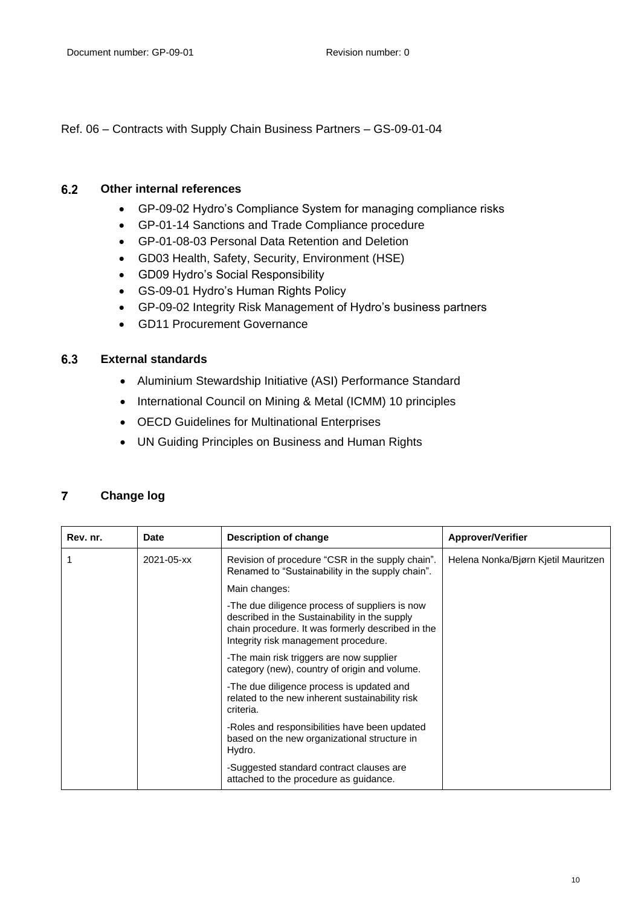Ref. 06 – Contracts with Supply Chain Business Partners – GS-09-01-04

## 6.2 Other internal references

- GP-09-02 Hydro's Compliance System for managing compliance risks
- GP-01-14 Sanctions and Trade Compliance procedure
- GP-01-08-03 Personal Data Retention and Deletion
- GD03 Health, Safety, Security, Environment (HSE)
- GD09 Hydro's Social Responsibility
- GS-09-01 Hydro's Human Rights Policy
- GP-09-02 Integrity Risk Management of Hydro's business partners
- GD11 Procurement Governance

## 6.3 External standards

- Aluminium Stewardship Initiative (ASI) Performance Standard
- International Council on Mining & Metal (ICMM) 10 principles
- OECD Guidelines for Multinational Enterprises
- UN Guiding Principles on Business and Human Rights

# 7 Change log

| Rev. nr. | Date | Description of change | Approver/Verifier |
|---|---|---|---|
| 1 | 2021-05-xx | Revision of procedure "CSR in the supply chain". Renamed to "Sustainability in the supply chain".<br><br>Main changes:<br><br>-The due diligence process of suppliers is now described in the Sustainability in the supply chain procedure. It was formerly described in the Integrity risk management procedure.<br><br>-The main risk triggers are now supplier category (new), country of origin and volume.<br><br>-The due diligence process is updated and related to the new inherent sustainability risk criteria.<br><br>-Roles and responsibilities have been updated based on the new organizational structure in Hydro.<br><br>-Suggested standard contract clauses are attached to the procedure as guidance. | Helena Nonka/Bjørn Kjetil Mauritzen |